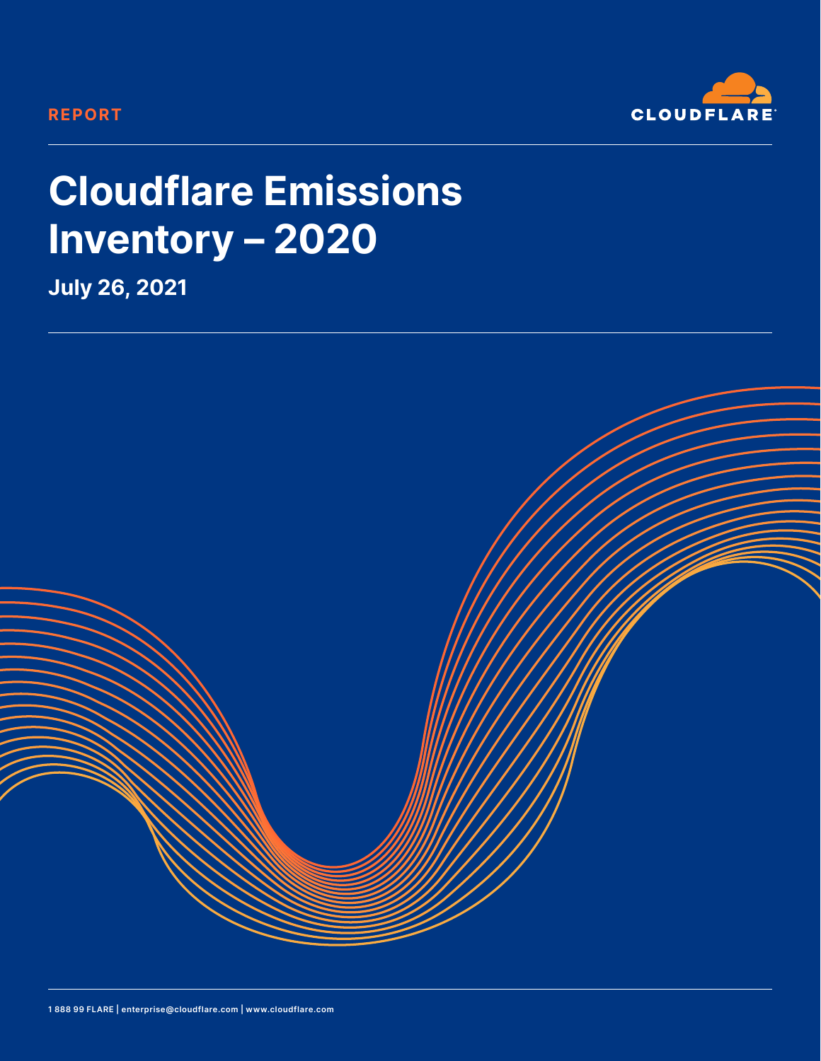REPORT

CLOUDFLARE

# Cloudflare Emissions Inventory – 2020

**July 26, 2021**

1 888 99 FLARE | enterprise@cloudflare.com | www.cloudflare.com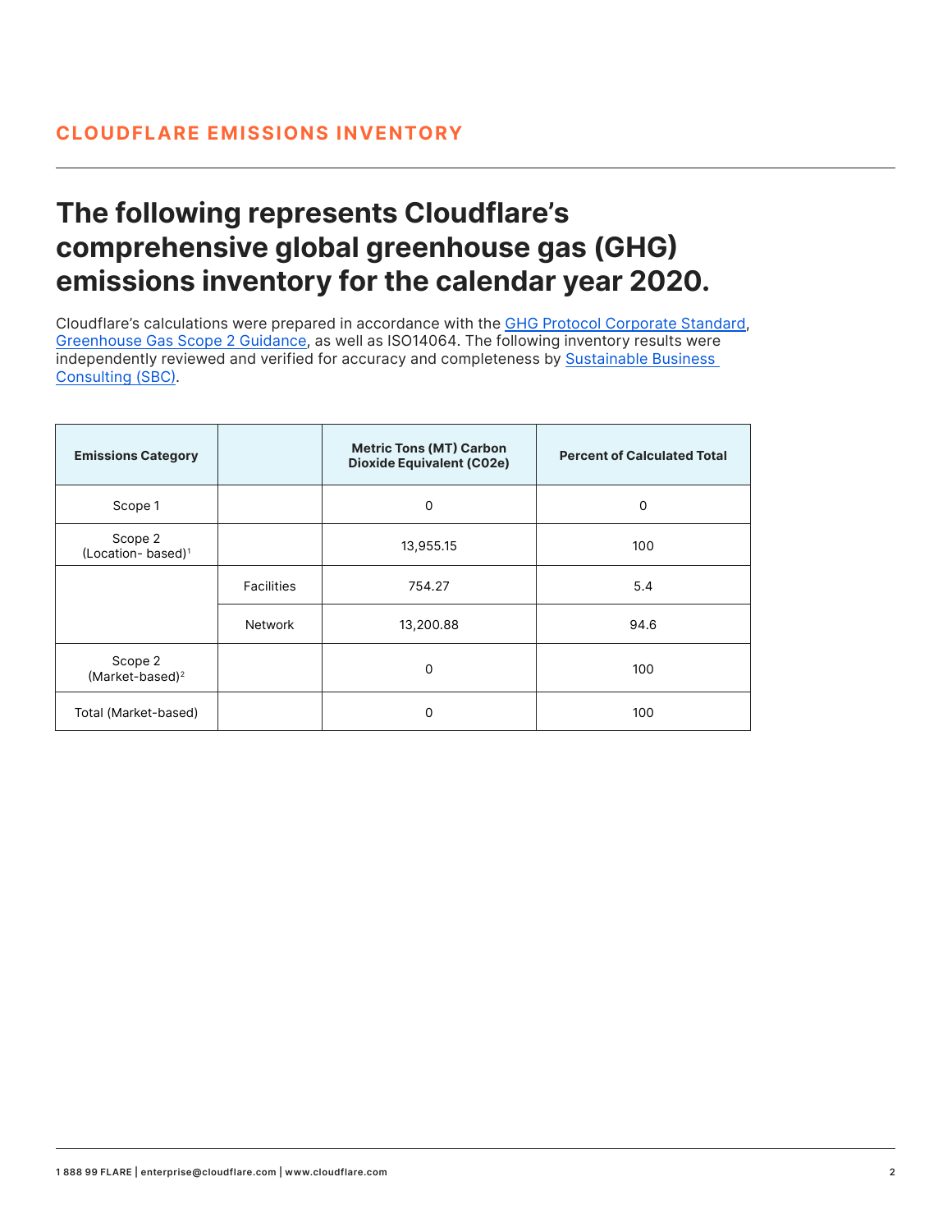## CLOUDFLARE EMISSIONS INVENTORY

# The following represents Cloudflare's comprehensive global greenhouse gas (GHG) emissions inventory for the calendar year 2020.

Cloudflare's calculations were prepared in accordance with the GHG Protocol Corporate Standard, Greenhouse Gas Scope 2 Guidance, as well as ISO14064. The following inventory results were independently reviewed and verified for accuracy and completeness by Sustainable Business Consulting (SBC).

| Emissions Category | | Metric Tons (MT) Carbon Dioxide Equivalent (C02e) | Percent of Calculated Total |
|---|---|---|---|
| Scope 1 | | 0 | 0 |
| Scope 2 (Location- based)[1] | | 13,955.15 | 100 |
| | Facilities | 754.27 | 5.4 |
| | Network | 13,200.88 | 94.6 |
| Scope 2 (Market-based)[2] | | 0 | 100 |
| Total (Market-based) | | 0 | 100 |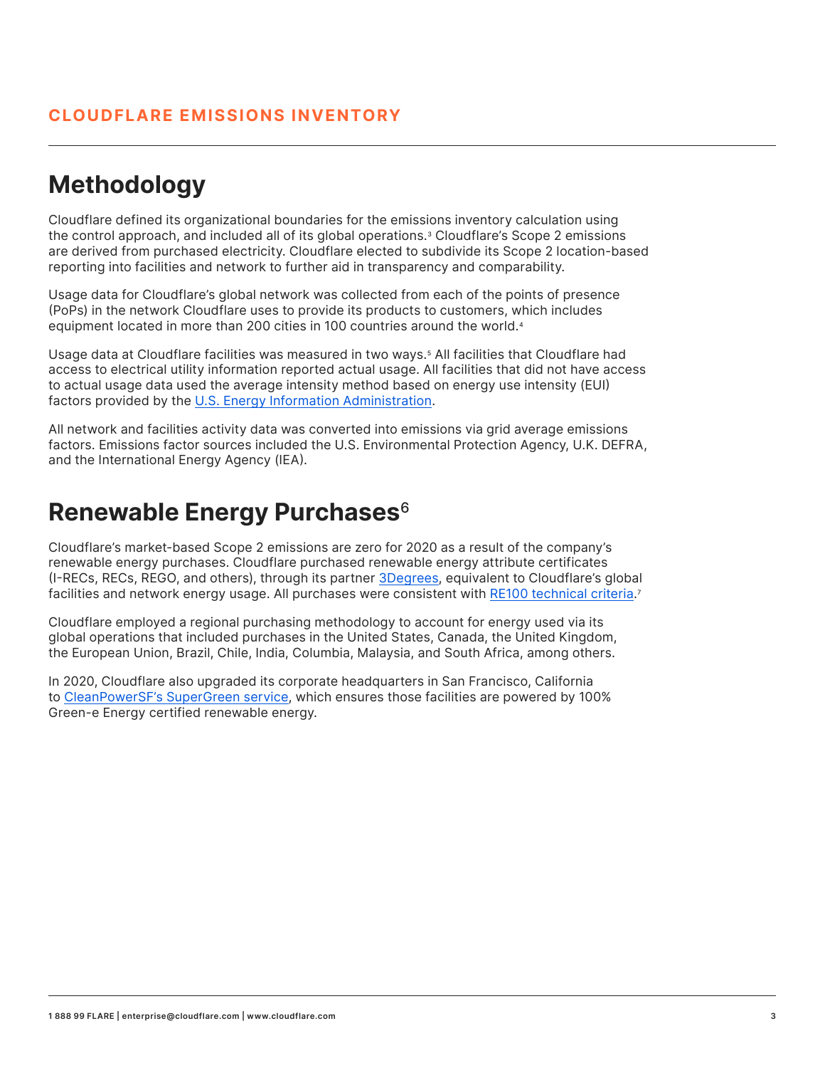## CLOUDFLARE EMISSIONS INVENTORY

# Methodology

Cloudflare defined its organizational boundaries for the emissions inventory calculation using the control approach, and included all of its global operations.[3] Cloudflare's Scope 2 emissions are derived from purchased electricity. Cloudflare elected to subdivide its Scope 2 location-based reporting into facilities and network to further aid in transparency and comparability.

Usage data for Cloudflare's global network was collected from each of the points of presence (PoPs) in the network Cloudflare uses to provide its products to customers, which includes equipment located in more than 200 cities in 100 countries around the world.[4]

Usage data at Cloudflare facilities was measured in two ways.[5] All facilities that Cloudflare had access to electrical utility information reported actual usage. All facilities that did not have access to actual usage data used the average intensity method based on energy use intensity (EUI) factors provided by the U.S. Energy Information Administration.

All network and facilities activity data was converted into emissions via grid average emissions factors. Emissions factor sources included the U.S. Environmental Protection Agency, U.K. DEFRA, and the International Energy Agency (IEA).

# Renewable Energy Purchases[6]

Cloudflare's market-based Scope 2 emissions are zero for 2020 as a result of the company's renewable energy purchases. Cloudflare purchased renewable energy attribute certificates (I-RECs, RECs, REGO, and others), through its partner 3Degrees, equivalent to Cloudflare's global facilities and network energy usage. All purchases were consistent with RE100 technical criteria.[7]

Cloudflare employed a regional purchasing methodology to account for energy used via its global operations that included purchases in the United States, Canada, the United Kingdom, the European Union, Brazil, Chile, India, Columbia, Malaysia, and South Africa, among others.

In 2020, Cloudflare also upgraded its corporate headquarters in San Francisco, California to CleanPowerSF's SuperGreen service, which ensures those facilities are powered by 100% Green-e Energy certified renewable energy.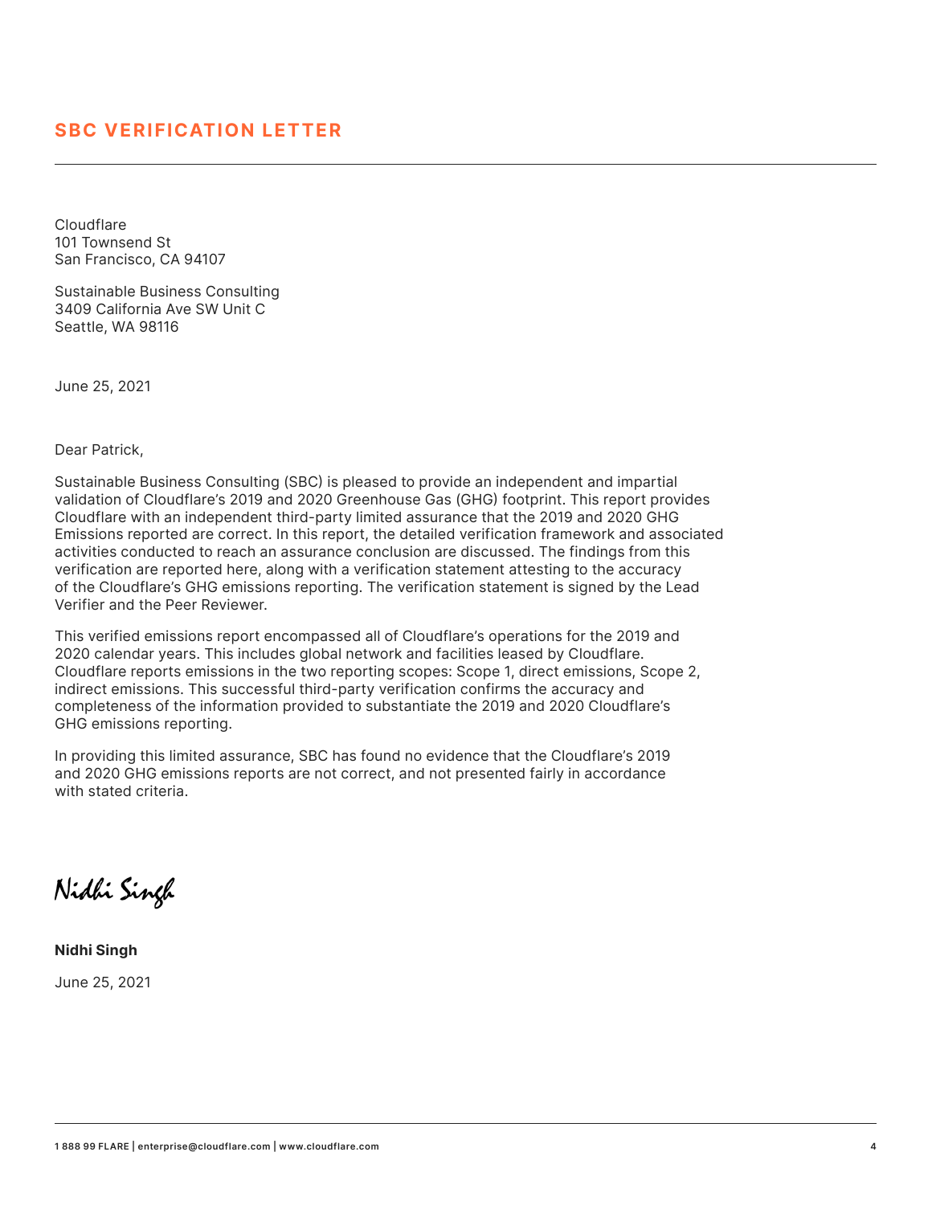## SBC VERIFICATION LETTER

Cloudflare
101 Townsend St
San Francisco, CA 94107

Sustainable Business Consulting
3409 California Ave SW Unit C
Seattle, WA 98116

June 25, 2021

Dear Patrick,

Sustainable Business Consulting (SBC) is pleased to provide an independent and impartial validation of Cloudflare's 2019 and 2020 Greenhouse Gas (GHG) footprint. This report provides Cloudflare with an independent third-party limited assurance that the 2019 and 2020 GHG Emissions reported are correct. In this report, the detailed verification framework and associated activities conducted to reach an assurance conclusion are discussed. The findings from this verification are reported here, along with a verification statement attesting to the accuracy of the Cloudflare's GHG emissions reporting. The verification statement is signed by the Lead Verifier and the Peer Reviewer.

This verified emissions report encompassed all of Cloudflare's operations for the 2019 and 2020 calendar years. This includes global network and facilities leased by Cloudflare. Cloudflare reports emissions in the two reporting scopes: Scope 1, direct emissions, Scope 2, indirect emissions. This successful third-party verification confirms the accuracy and completeness of the information provided to substantiate the 2019 and 2020 Cloudflare's GHG emissions reporting.

In providing this limited assurance, SBC has found no evidence that the Cloudflare's 2019 and 2020 GHG emissions reports are not correct, and not presented fairly in accordance with stated criteria.

*Nidhi Singh*

**Nidhi Singh**

June 25, 2021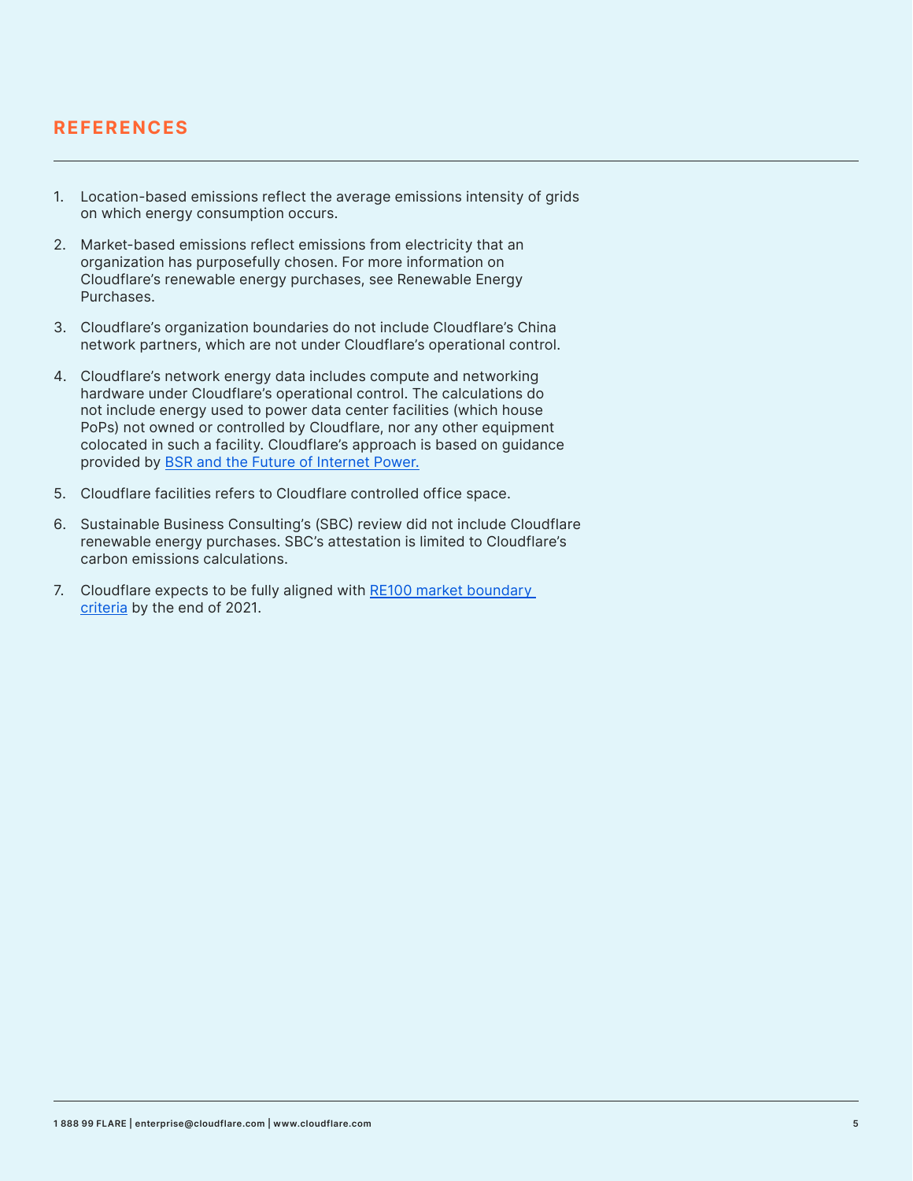## REFERENCES

1. Location-based emissions reflect the average emissions intensity of grids on which energy consumption occurs.

2. Market-based emissions reflect emissions from electricity that an organization has purposefully chosen. For more information on Cloudflare's renewable energy purchases, see Renewable Energy Purchases.

3. Cloudflare's organization boundaries do not include Cloudflare's China network partners, which are not under Cloudflare's operational control.

4. Cloudflare's network energy data includes compute and networking hardware under Cloudflare's operational control. The calculations do not include energy used to power data center facilities (which house PoPs) not owned or controlled by Cloudflare, nor any other equipment colocated in such a facility. Cloudflare's approach is based on guidance provided by [BSR and the Future of Internet Power.]

5. Cloudflare facilities refers to Cloudflare controlled office space.

6. Sustainable Business Consulting's (SBC) review did not include Cloudflare renewable energy purchases. SBC's attestation is limited to Cloudflare's carbon emissions calculations.

7. Cloudflare expects to be fully aligned with [RE100 market boundary criteria] by the end of 2021.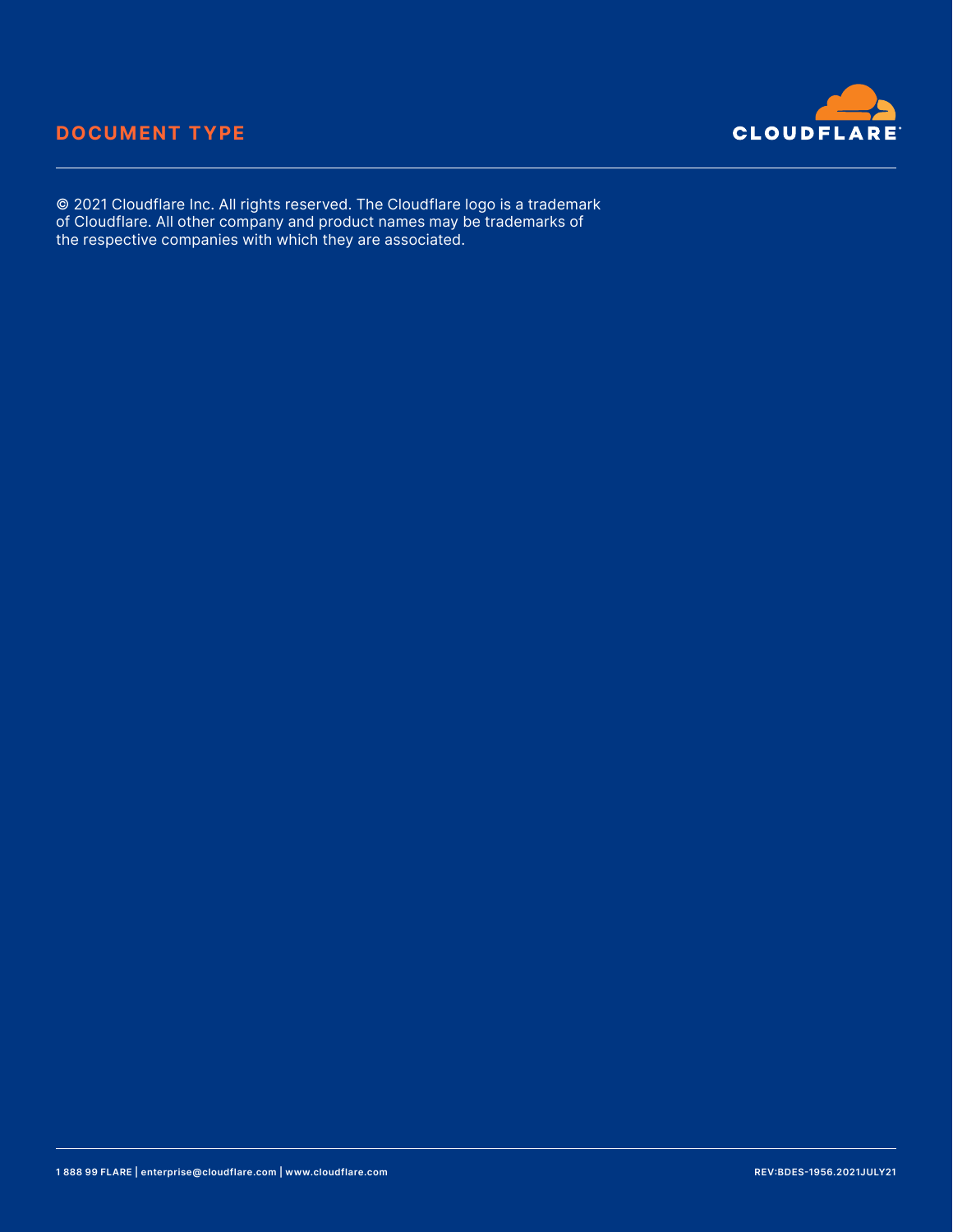DOCUMENT TYPE

© 2021 Cloudflare Inc. All rights reserved. The Cloudflare logo is a trademark of Cloudflare. All other company and product names may be trademarks of the respective companies with which they are associated.

1 888 99 FLARE | enterprise@cloudflare.com | www.cloudflare.com

REV:BDES-1956.2021JULY21